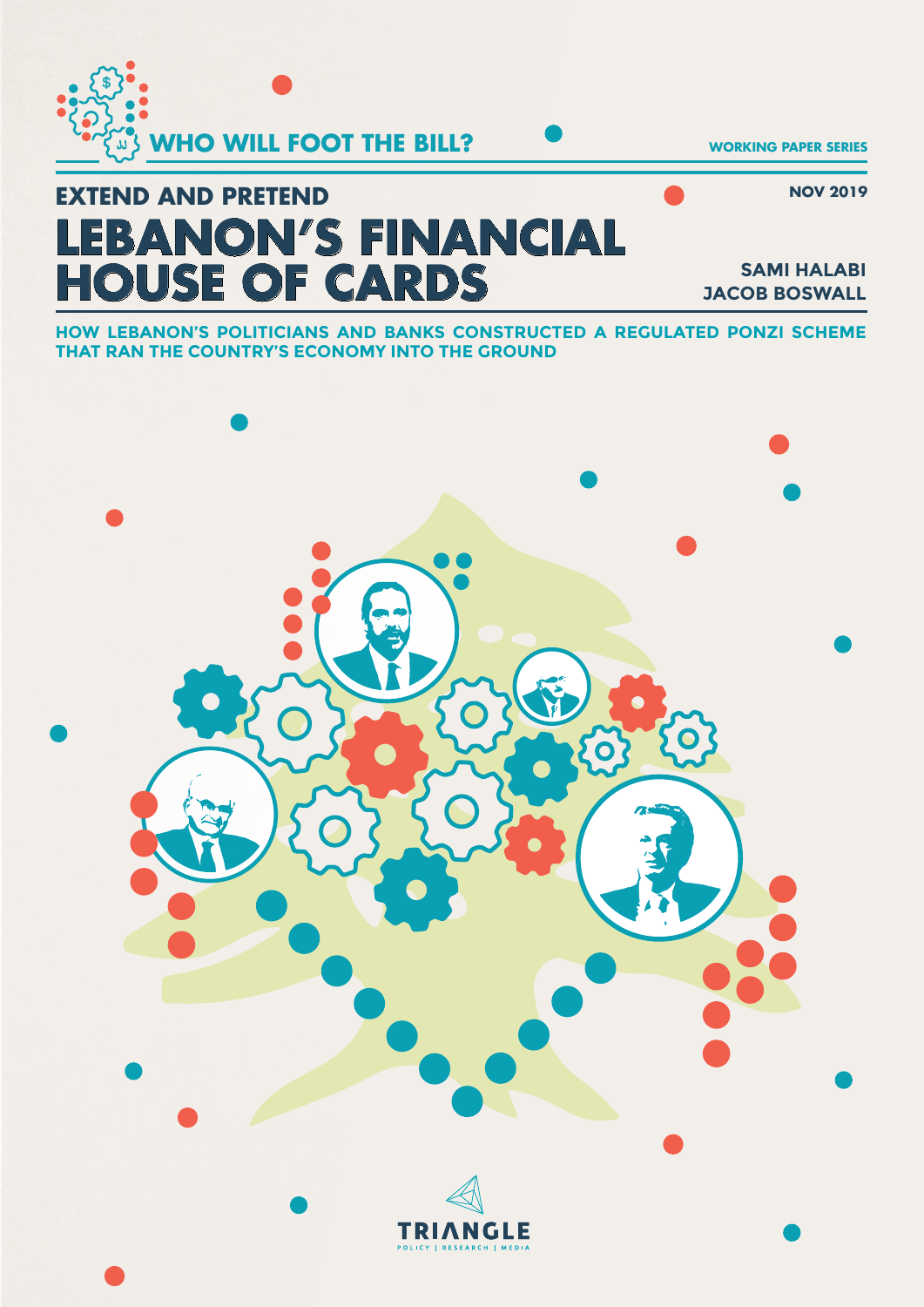**WHO WILL FOOT THE BILL?**

**WORKING PAPER SERIES**

**NOV 2019**

## EXTEND AND PRETEND

# LEBANON'S FINANCIAL HOUSE OF CARDS

**SAMI HALABI**
**JACOB BOSWALL**

**HOW LEBANON'S POLITICIANS AND BANKS CONSTRUCTED A REGULATED PONZI SCHEME THAT RAN THE COUNTRY'S ECONOMY INTO THE GROUND**

TRIANGLE
POLICY | RESEARCH | MEDIA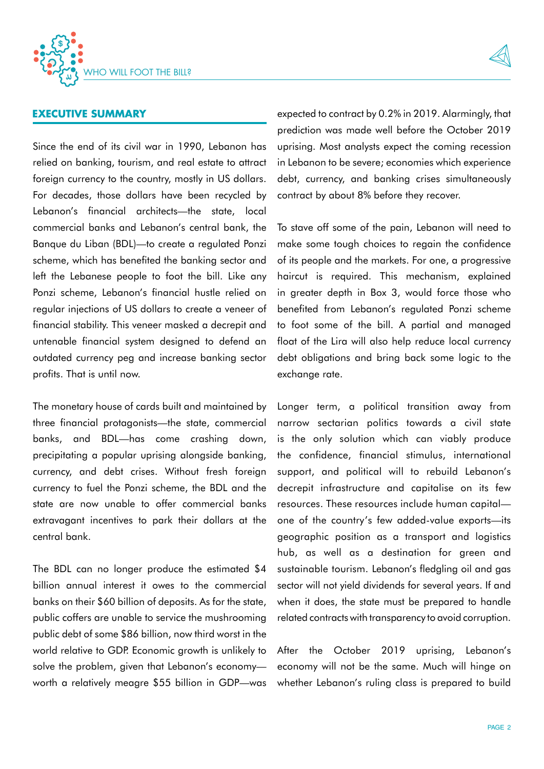## EXECUTIVE SUMMARY

Since the end of its civil war in 1990, Lebanon has relied on banking, tourism, and real estate to attract foreign currency to the country, mostly in US dollars. For decades, those dollars have been recycled by Lebanon's financial architects—the state, local commercial banks and Lebanon's central bank, the Banque du Liban (BDL)—to create a regulated Ponzi scheme, which has benefited the banking sector and left the Lebanese people to foot the bill. Like any Ponzi scheme, Lebanon's financial hustle relied on regular injections of US dollars to create a veneer of financial stability. This veneer masked a decrepit and untenable financial system designed to defend an outdated currency peg and increase banking sector profits. That is until now.

The monetary house of cards built and maintained by three financial protagonists—the state, commercial banks, and BDL—has come crashing down, precipitating a popular uprising alongside banking, currency, and debt crises. Without fresh foreign currency to fuel the Ponzi scheme, the BDL and the state are now unable to offer commercial banks extravagant incentives to park their dollars at the central bank.

The BDL can no longer produce the estimated $4 billion annual interest it owes to the commercial banks on their $60 billion of deposits. As for the state, public coffers are unable to service the mushrooming public debt of some $86 billion, now third worst in the world relative to GDP. Economic growth is unlikely to solve the problem, given that Lebanon's economy—worth a relatively meagre $55 billion in GDP—was expected to contract by 0.2% in 2019. Alarmingly, that prediction was made well before the October 2019 uprising. Most analysts expect the coming recession in Lebanon to be severe; economies which experience debt, currency, and banking crises simultaneously contract by about 8% before they recover.

To stave off some of the pain, Lebanon will need to make some tough choices to regain the confidence of its people and the markets. For one, a progressive haircut is required. This mechanism, explained in greater depth in Box 3, would force those who benefited from Lebanon's regulated Ponzi scheme to foot some of the bill. A partial and managed float of the Lira will also help reduce local currency debt obligations and bring back some logic to the exchange rate.

Longer term, a political transition away from narrow sectarian politics towards a civil state is the only solution which can viably produce the confidence, financial stimulus, international support, and political will to rebuild Lebanon's decrepit infrastructure and capitalise on its few resources. These resources include human capital—one of the country's few added-value exports—its geographic position as a transport and logistics hub, as well as a destination for green and sustainable tourism. Lebanon's fledgling oil and gas sector will not yield dividends for several years. If and when it does, the state must be prepared to handle related contracts with transparency to avoid corruption.

After the October 2019 uprising, Lebanon's economy will not be the same. Much will hinge on whether Lebanon's ruling class is prepared to build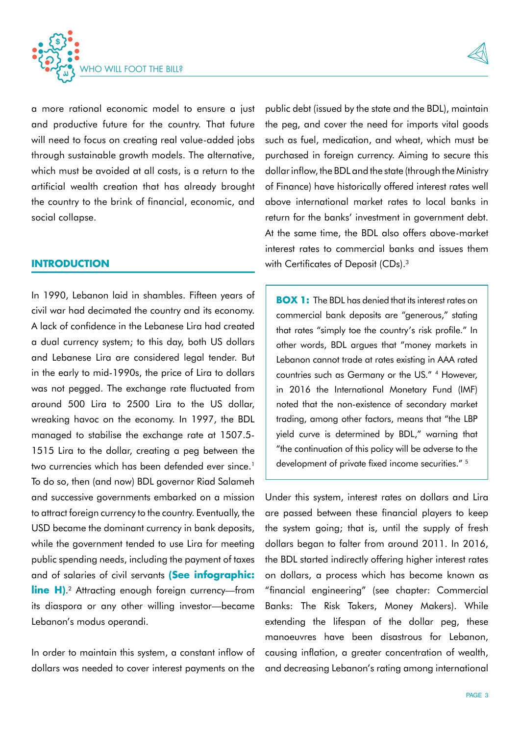a more rational economic model to ensure a just and productive future for the country. That future will need to focus on creating real value-added jobs through sustainable growth models. The alternative, which must be avoided at all costs, is a return to the artificial wealth creation that has already brought the country to the brink of financial, economic, and social collapse.

## INTRODUCTION

In 1990, Lebanon laid in shambles. Fifteen years of civil war had decimated the country and its economy. A lack of confidence in the Lebanese Lira had created a dual currency system; to this day, both US dollars and Lebanese Lira are considered legal tender. But in the early to mid-1990s, the price of Lira to dollars was not pegged. The exchange rate fluctuated from around 500 Lira to 2500 Lira to the US dollar, wreaking havoc on the economy. In 1997, the BDL managed to stabilise the exchange rate at 1507.5-1515 Lira to the dollar, creating a peg between the two currencies which has been defended ever since.[1] To do so, then (and now) BDL governor Riad Salameh and successive governments embarked on a mission to attract foreign currency to the country. Eventually, the USD became the dominant currency in bank deposits, while the government tended to use Lira for meeting public spending needs, including the payment of taxes and of salaries of civil servants **(See infographic: line H)**.[2] Attracting enough foreign currency—from its diaspora or any other willing investor—became Lebanon's modus operandi.

In order to maintain this system, a constant inflow of dollars was needed to cover interest payments on the public debt (issued by the state and the BDL), maintain the peg, and cover the need for imports vital goods such as fuel, medication, and wheat, which must be purchased in foreign currency. Aiming to secure this dollar inflow, the BDL and the state (through the Ministry of Finance) have historically offered interest rates well above international market rates to local banks in return for the banks' investment in government debt. At the same time, the BDL also offers above-market interest rates to commercial banks and issues them with Certificates of Deposit (CDs).[3]

> **BOX 1:** The BDL has denied that its interest rates on commercial bank deposits are "generous," stating that rates "simply toe the country's risk profile." In other words, BDL argues that "money markets in Lebanon cannot trade at rates existing in AAA rated countries such as Germany or the US." [4] However, in 2016 the International Monetary Fund (IMF) noted that the non-existence of secondary market trading, among other factors, means that "the LBP yield curve is determined by BDL," warning that "the continuation of this policy will be adverse to the development of private fixed income securities." [5]

Under this system, interest rates on dollars and Lira are passed between these financial players to keep the system going; that is, until the supply of fresh dollars began to falter from around 2011. In 2016, the BDL started indirectly offering higher interest rates on dollars, a process which has become known as "financial engineering" (see chapter: Commercial Banks: The Risk Takers, Money Makers). While extending the lifespan of the dollar peg, these manoeuvres have been disastrous for Lebanon, causing inflation, a greater concentration of wealth, and decreasing Lebanon's rating among international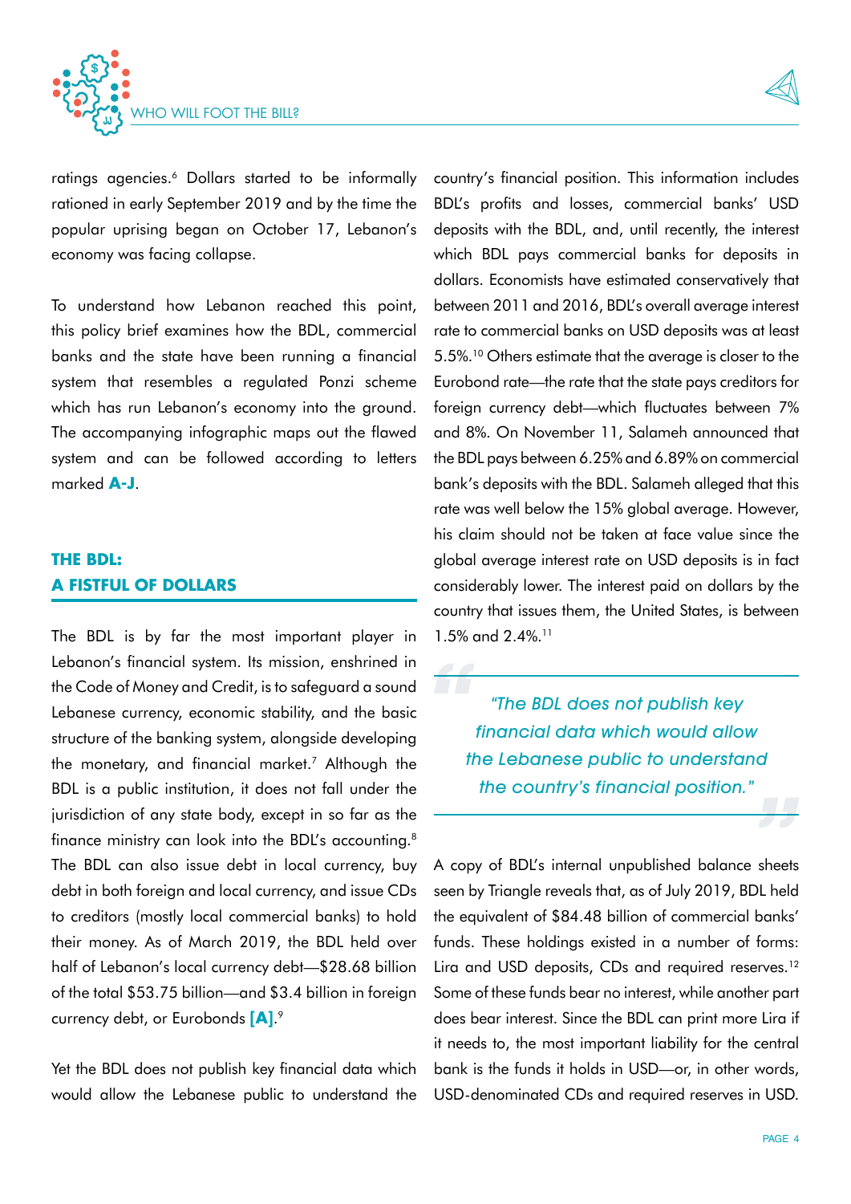ratings agencies.[6] Dollars started to be informally rationed in early September 2019 and by the time the popular uprising began on October 17, Lebanon's economy was facing collapse.

To understand how Lebanon reached this point, this policy brief examines how the BDL, commercial banks and the state have been running a financial system that resembles a regulated Ponzi scheme which has run Lebanon's economy into the ground. The accompanying infographic maps out the flawed system and can be followed according to letters marked **A-J**.

## THE BDL: A FISTFUL OF DOLLARS

The BDL is by far the most important player in Lebanon's financial system. Its mission, enshrined in the Code of Money and Credit, is to safeguard a sound Lebanese currency, economic stability, and the basic structure of the banking system, alongside developing the monetary, and financial market.[7] Although the BDL is a public institution, it does not fall under the jurisdiction of any state body, except in so far as the finance ministry can look into the BDL's accounting.[8] The BDL can also issue debt in local currency, buy debt in both foreign and local currency, and issue CDs to creditors (mostly local commercial banks) to hold their money. As of March 2019, the BDL held over half of Lebanon's local currency debt—$28.68 billion of the total $53.75 billion—and $3.4 billion in foreign currency debt, or Eurobonds **[A]**.[9]

Yet the BDL does not publish key financial data which would allow the Lebanese public to understand the country's financial position. This information includes BDL's profits and losses, commercial banks' USD deposits with the BDL, and, until recently, the interest which BDL pays commercial banks for deposits in dollars. Economists have estimated conservatively that between 2011 and 2016, BDL's overall average interest rate to commercial banks on USD deposits was at least 5.5%.[10] Others estimate that the average is closer to the Eurobond rate—the rate that the state pays creditors for foreign currency debt—which fluctuates between 7% and 8%. On November 11, Salameh announced that the BDL pays between 6.25% and 6.89% on commercial bank's deposits with the BDL. Salameh alleged that this rate was well below the 15% global average. However, his claim should not be taken at face value since the global average interest rate on USD deposits is in fact considerably lower. The interest paid on dollars by the country that issues them, the United States, is between 1.5% and 2.4%.[11]

> *"The BDL does not publish key financial data which would allow the Lebanese public to understand the country's financial position."*

A copy of BDL's internal unpublished balance sheets seen by Triangle reveals that, as of July 2019, BDL held the equivalent of $84.48 billion of commercial banks' funds. These holdings existed in a number of forms: Lira and USD deposits, CDs and required reserves.[12] Some of these funds bear no interest, while another part does bear interest. Since the BDL can print more Lira if it needs to, the most important liability for the central bank is the funds it holds in USD—or, in other words, USD-denominated CDs and required reserves in USD.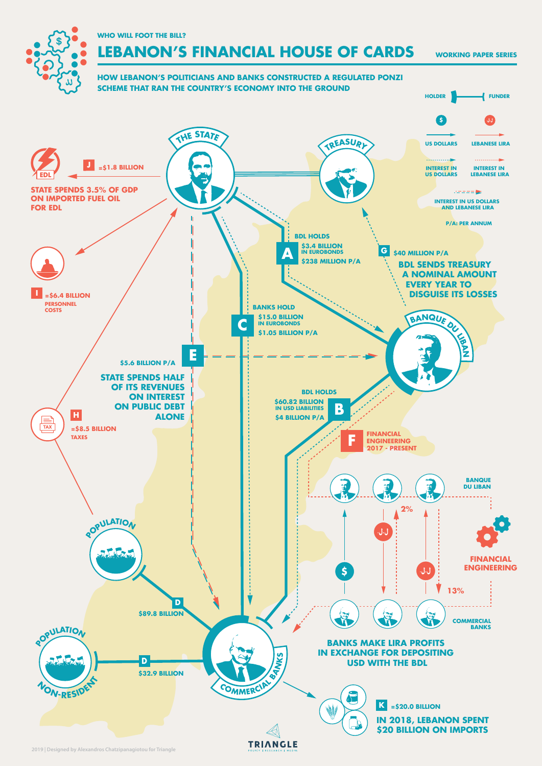WHO WILL FOOT THE BILL?

# LEBANON'S FINANCIAL HOUSE OF CARDS

WORKING PAPER SERIES

## HOW LEBANON'S POLITICIANS AND BANKS CONSTRUCTED A REGULATED PONZI SCHEME THAT RAN THE COUNTRY'S ECONOMY INTO THE GROUND

HOLDER — FUNDER

US DOLLARS | LEBANESE LIRA

INTEREST IN US DOLLARS | INTEREST IN LEBANESE LIRA

INTEREST IN US DOLLARS AND LEBANESE LIRA

P/A: PER ANNUM

THE STATE

TREASURY

BANQUE DU LIBAN

COMMERCIAL BANKS

POPULATION

POPULATION NON-RESIDENT

**A** BDL HOLDS $3.4 BILLION IN EUROBONDS, $238 MILLION P/A

**B** BDL HOLDS $60.82 BILLION IN USD LIABILITIES, $4 BILLION P/A

**C** BANKS HOLD $15.0 BILLION IN EUROBONDS, $1.05 BILLION P/A

**D** $89.8 BILLION

**D** $32.9 BILLION

**E** $5.6 BILLION P/A — STATE SPENDS HALF OF ITS REVENUES ON INTEREST ON PUBLIC DEBT ALONE

**F** FINANCIAL ENGINEERING 2017 - PRESENT

**G** $40 MILLION P/A — BDL SENDS TREASURY A NOMINAL AMOUNT EVERY YEAR TO DISGUISE ITS LOSSES

**H** =$8.5 BILLION TAXES

**I** =$6.4 BILLION PERSONNEL COSTS

**J** =$1.8 BILLION — STATE SPENDS 3.5% OF GDP ON IMPORTED FUEL OIL FOR EDL

EDL

**K** =$20.0 BILLION — IN 2018, LEBANON SPENT $20 BILLION ON IMPORTS

BANQUE DU LIBAN

FINANCIAL ENGINEERING

COMMERCIAL BANKS

2%

13%

BANKS MAKE LIRA PROFITS IN EXCHANGE FOR DEPOSITING USD WITH THE BDL

TRIANGLE POLICY | RESEARCH | MEDIA

2019 | Designed by Alexandros Chatzipanagiotou for Triangle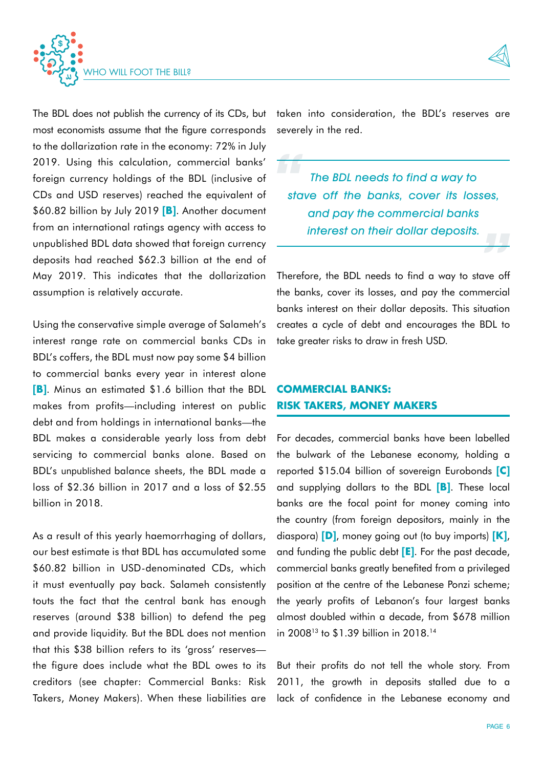The BDL does not publish the currency of its CDs, but most economists assume that the figure corresponds to the dollarization rate in the economy: 72% in July 2019. Using this calculation, commercial banks' foreign currency holdings of the BDL (inclusive of CDs and USD reserves) reached the equivalent of $60.82 billion by July 2019 **[B]**. Another document from an international ratings agency with access to unpublished BDL data showed that foreign currency deposits had reached $62.3 billion at the end of May 2019. This indicates that the dollarization assumption is relatively accurate.

Using the conservative simple average of Salameh's interest range rate on commercial banks CDs in BDL's coffers, the BDL must now pay some $4 billion to commercial banks every year in interest alone **[B]**. Minus an estimated $1.6 billion that the BDL makes from profits—including interest on public debt and from holdings in international banks—the BDL makes a considerable yearly loss from debt servicing to commercial banks alone. Based on BDL's unpublished balance sheets, the BDL made a loss of $2.36 billion in 2017 and a loss of $2.55 billion in 2018.

As a result of this yearly haemorrhaging of dollars, our best estimate is that BDL has accumulated some $60.82 billion in USD-denominated CDs, which it must eventually pay back. Salameh consistently touts the fact that the central bank has enough reserves (around $38 billion) to defend the peg and provide liquidity. But the BDL does not mention that this $38 billion refers to its 'gross' reserves—the figure does include what the BDL owes to its creditors (see chapter: Commercial Banks: Risk Takers, Money Makers). When these liabilities are taken into consideration, the BDL's reserves are severely in the red.

> *The BDL needs to find a way to stave off the banks, cover its losses, and pay the commercial banks interest on their dollar deposits.*

Therefore, the BDL needs to find a way to stave off the banks, cover its losses, and pay the commercial banks interest on their dollar deposits. This situation creates a cycle of debt and encourages the BDL to take greater risks to draw in fresh USD.

## COMMERCIAL BANKS: RISK TAKERS, MONEY MAKERS

For decades, commercial banks have been labelled the bulwark of the Lebanese economy, holding a reported $15.04 billion of sovereign Eurobonds **[C]** and supplying dollars to the BDL **[B]**. These local banks are the focal point for money coming into the country (from foreign depositors, mainly in the diaspora) **[D]**, money going out (to buy imports) **[K]**, and funding the public debt **[E]**. For the past decade, commercial banks greatly benefited from a privileged position at the centre of the Lebanese Ponzi scheme; the yearly profits of Lebanon's four largest banks almost doubled within a decade, from $678 million in 2008[13] to $1.39 billion in 2018.[14]

But their profits do not tell the whole story. From 2011, the growth in deposits stalled due to a lack of confidence in the Lebanese economy and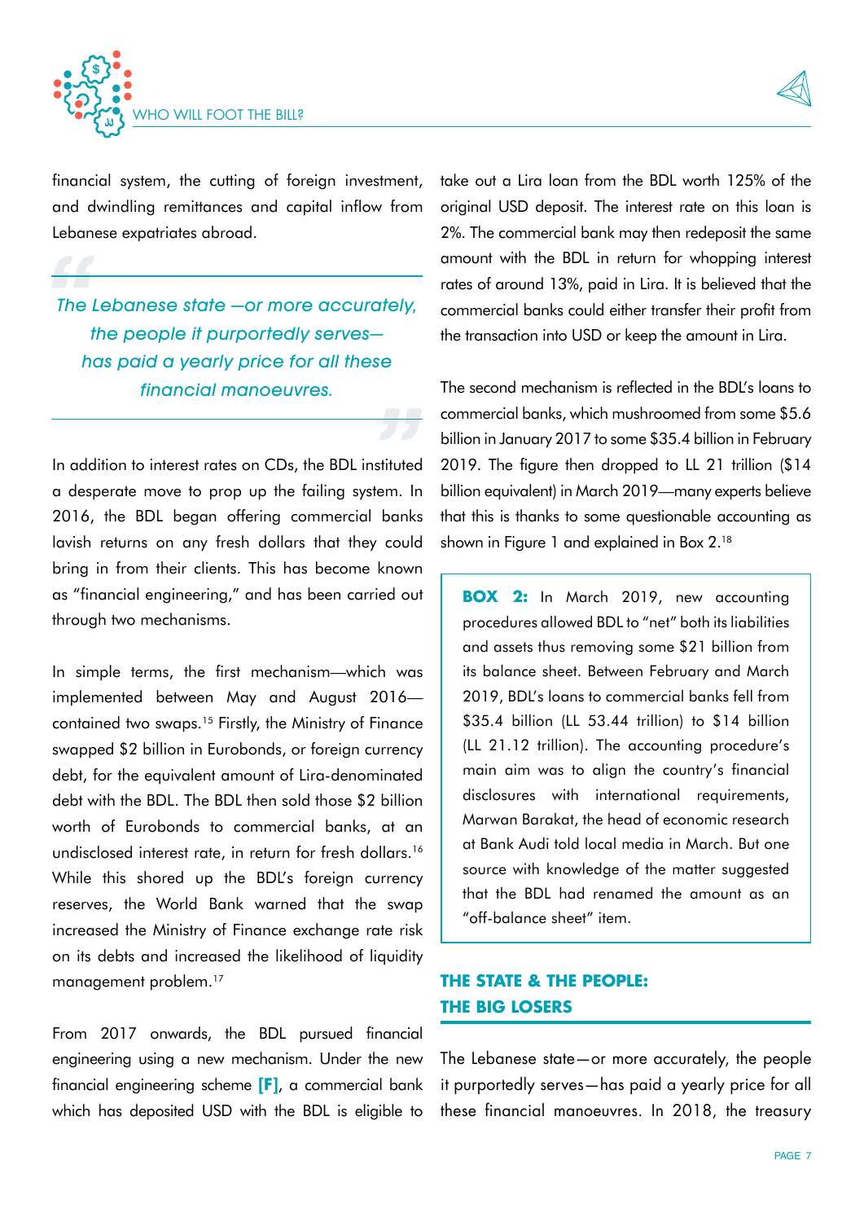financial system, the cutting of foreign investment, and dwindling remittances and capital inflow from Lebanese expatriates abroad.

> *The Lebanese state —or more accurately, the people it purportedly serves— has paid a yearly price for all these financial manoeuvres.*

In addition to interest rates on CDs, the BDL instituted a desperate move to prop up the failing system. In 2016, the BDL began offering commercial banks lavish returns on any fresh dollars that they could bring in from their clients. This has become known as "financial engineering," and has been carried out through two mechanisms.

In simple terms, the first mechanism—which was implemented between May and August 2016—contained two swaps.[15] Firstly, the Ministry of Finance swapped $2 billion in Eurobonds, or foreign currency debt, for the equivalent amount of Lira-denominated debt with the BDL. The BDL then sold those $2 billion worth of Eurobonds to commercial banks, at an undisclosed interest rate, in return for fresh dollars.[16] While this shored up the BDL's foreign currency reserves, the World Bank warned that the swap increased the Ministry of Finance exchange rate risk on its debts and increased the likelihood of liquidity management problem.[17]

From 2017 onwards, the BDL pursued financial engineering using a new mechanism. Under the new financial engineering scheme **[F]**, a commercial bank which has deposited USD with the BDL is eligible to take out a Lira loan from the BDL worth 125% of the original USD deposit. The interest rate on this loan is 2%. The commercial bank may then redeposit the same amount with the BDL in return for whopping interest rates of around 13%, paid in Lira. It is believed that the commercial banks could either transfer their profit from the transaction into USD or keep the amount in Lira.

The second mechanism is reflected in the BDL's loans to commercial banks, which mushroomed from some $5.6 billion in January 2017 to some $35.4 billion in February 2019. The figure then dropped to LL 21 trillion ($14 billion equivalent) in March 2019—many experts believe that this is thanks to some questionable accounting as shown in Figure 1 and explained in Box 2.[18]

> **BOX 2:** In March 2019, new accounting procedures allowed BDL to "net" both its liabilities and assets thus removing some $21 billion from its balance sheet. Between February and March 2019, BDL's loans to commercial banks fell from $35.4 billion (LL 53.44 trillion) to $14 billion (LL 21.12 trillion). The accounting procedure's main aim was to align the country's financial disclosures with international requirements, Marwan Barakat, the head of economic research at Bank Audi told local media in March. But one source with knowledge of the matter suggested that the BDL had renamed the amount as an "off-balance sheet" item.

## THE STATE & THE PEOPLE: THE BIG LOSERS

The Lebanese state—or more accurately, the people it purportedly serves—has paid a yearly price for all these financial manoeuvres. In 2018, the treasury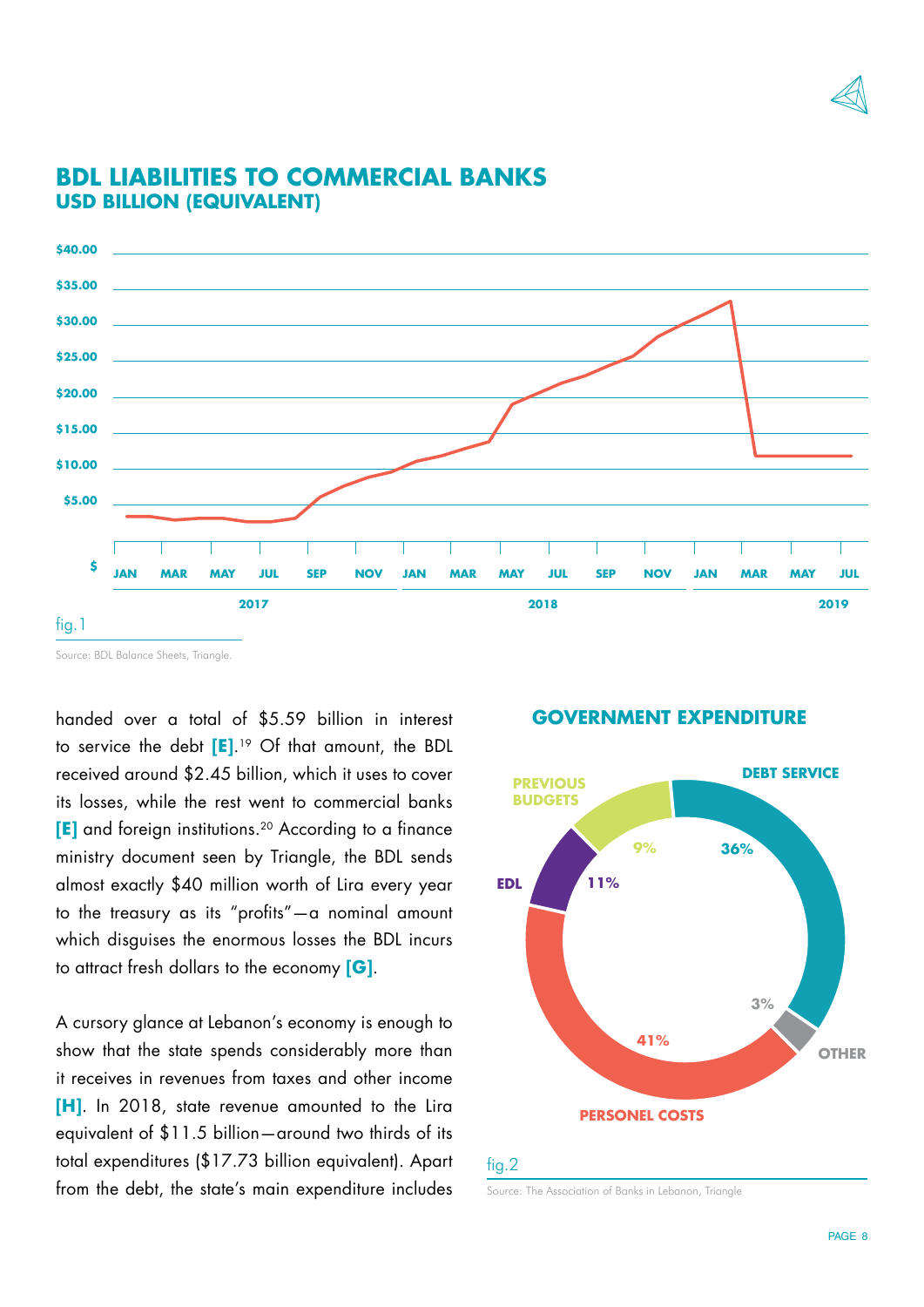## BDL LIABILITIES TO COMMERCIAL BANKS
### USD BILLION (EQUIVALENT)

fig.1

Source: BDL Balance Sheets, Triangle.

handed over a total of $5.59 billion in interest to service the debt **[E]**.[19] Of that amount, the BDL received around $2.45 billion, which it uses to cover its losses, while the rest went to commercial banks **[E]** and foreign institutions.[20] According to a finance ministry document seen by Triangle, the BDL sends almost exactly $40 million worth of Lira every year to the treasury as its "profits"—a nominal amount which disguises the enormous losses the BDL incurs to attract fresh dollars to the economy **[G]**.

A cursory glance at Lebanon's economy is enough to show that the state spends considerably more than it receives in revenues from taxes and other income **[H]**. In 2018, state revenue amounted to the Lira equivalent of $11.5 billion—around two thirds of its total expenditures ($17.73 billion equivalent). Apart from the debt, the state's main expenditure includes

## GOVERNMENT EXPENDITURE

fig.2

Source: The Association of Banks in Lebanon, Triangle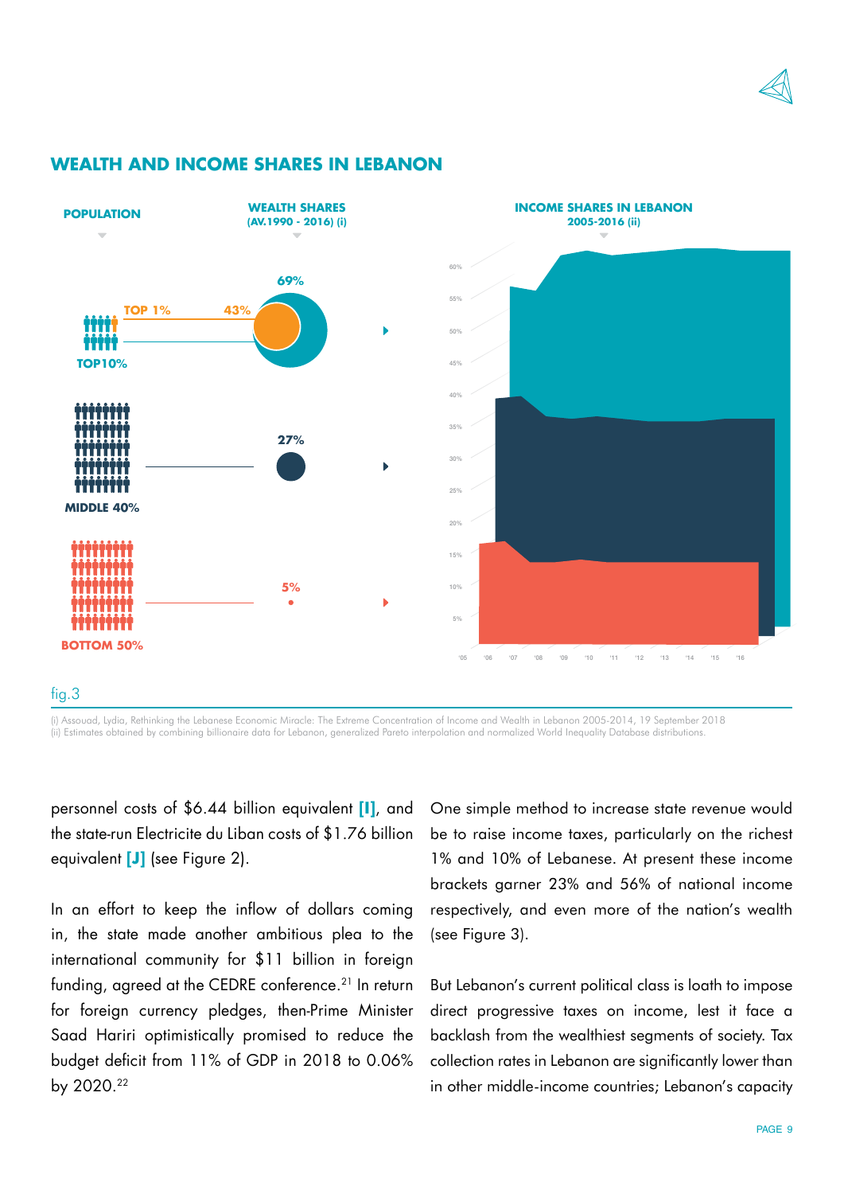## WEALTH AND INCOME SHARES IN LEBANON

**POPULATION** | **WEALTH SHARES (AV.1990 - 2016) (i)** | **INCOME SHARES IN LEBANON 2005-2016 (ii)**

TOP 1% — 43%
TOP10% — 69%
MIDDLE 40% — 27%
BOTTOM 50% — 5%

fig.3

(i) Assouad, Lydia, Rethinking the Lebanese Economic Miracle: The Extreme Concentration of Income and Wealth in Lebanon 2005-2014, 19 September 2018
(ii) Estimates obtained by combining billionaire data for Lebanon, generalized Pareto interpolation and normalized World Inequality Database distributions.

personnel costs of $6.44 billion equivalent **[I]**, and the state-run Electricite du Liban costs of $1.76 billion equivalent **[J]** (see Figure 2).

In an effort to keep the inflow of dollars coming in, the state made another ambitious plea to the international community for $11 billion in foreign funding, agreed at the CEDRE conference.[21] In return for foreign currency pledges, then-Prime Minister Saad Hariri optimistically promised to reduce the budget deficit from 11% of GDP in 2018 to 0.06% by 2020.[22]

One simple method to increase state revenue would be to raise income taxes, particularly on the richest 1% and 10% of Lebanese. At present these income brackets garner 23% and 56% of national income respectively, and even more of the nation's wealth (see Figure 3).

But Lebanon's current political class is loath to impose direct progressive taxes on income, lest it face a backlash from the wealthiest segments of society. Tax collection rates in Lebanon are significantly lower than in other middle-income countries; Lebanon's capacity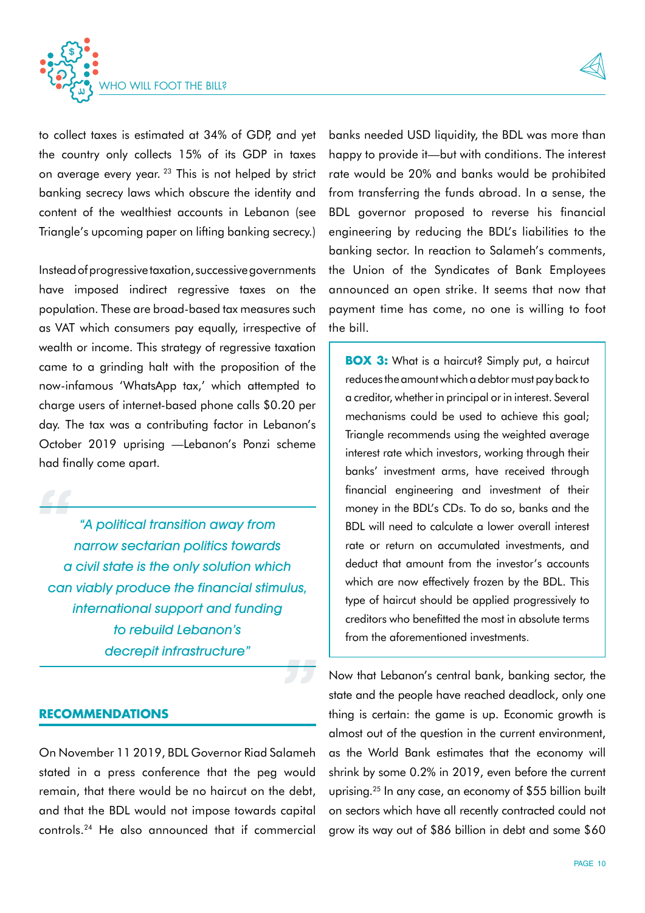to collect taxes is estimated at 34% of GDP, and yet the country only collects 15% of its GDP in taxes on average every year. [23] This is not helped by strict banking secrecy laws which obscure the identity and content of the wealthiest accounts in Lebanon (see Triangle's upcoming paper on lifting banking secrecy.)

Instead of progressive taxation, successive governments have imposed indirect regressive taxes on the population. These are broad-based tax measures such as VAT which consumers pay equally, irrespective of wealth or income. This strategy of regressive taxation came to a grinding halt with the proposition of the now-infamous 'WhatsApp tax,' which attempted to charge users of internet-based phone calls $0.20 per day. The tax was a contributing factor in Lebanon's October 2019 uprising —Lebanon's Ponzi scheme had finally come apart.

> *"A political transition away from narrow sectarian politics towards a civil state is the only solution which can viably produce the financial stimulus, international support and funding to rebuild Lebanon's decrepit infrastructure"*

## RECOMMENDATIONS

On November 11 2019, BDL Governor Riad Salameh stated in a press conference that the peg would remain, that there would be no haircut on the debt, and that the BDL would not impose towards capital controls.[24] He also announced that if commercial banks needed USD liquidity, the BDL was more than happy to provide it—but with conditions. The interest rate would be 20% and banks would be prohibited from transferring the funds abroad. In a sense, the BDL governor proposed to reverse his financial engineering by reducing the BDL's liabilities to the banking sector. In reaction to Salameh's comments, the Union of the Syndicates of Bank Employees announced an open strike. It seems that now that payment time has come, no one is willing to foot the bill.

> **BOX 3:** What is a haircut? Simply put, a haircut reduces the amount which a debtor must pay back to a creditor, whether in principal or in interest. Several mechanisms could be used to achieve this goal; Triangle recommends using the weighted average interest rate which investors, working through their banks' investment arms, have received through financial engineering and investment of their money in the BDL's CDs. To do so, banks and the BDL will need to calculate a lower overall interest rate or return on accumulated investments, and deduct that amount from the investor's accounts which are now effectively frozen by the BDL. This type of haircut should be applied progressively to creditors who benefitted the most in absolute terms from the aforementioned investments.

Now that Lebanon's central bank, banking sector, the state and the people have reached deadlock, only one thing is certain: the game is up. Economic growth is almost out of the question in the current environment, as the World Bank estimates that the economy will shrink by some 0.2% in 2019, even before the current uprising.[25] In any case, an economy of $55 billion built on sectors which have all recently contracted could not grow its way out of $86 billion in debt and some $60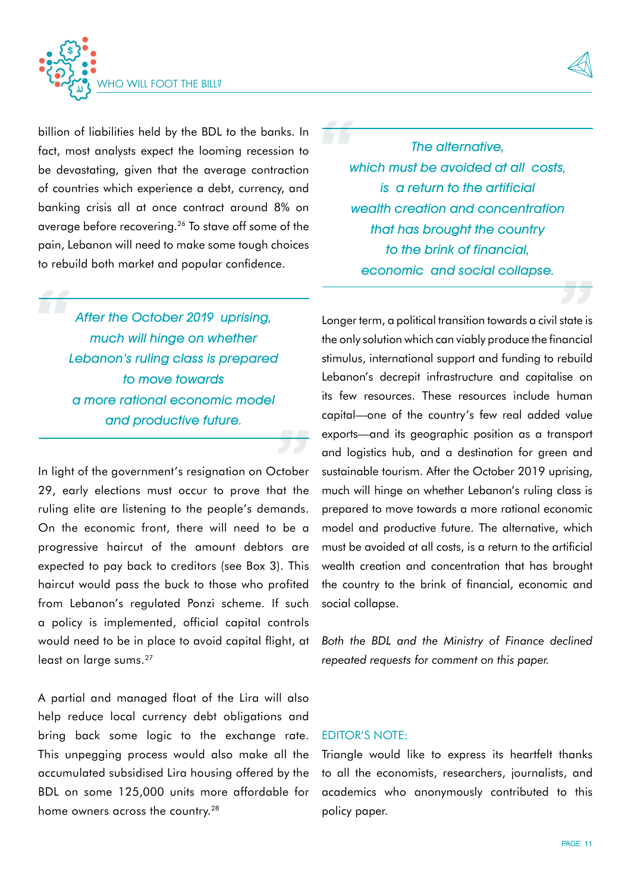billion of liabilities held by the BDL to the banks. In fact, most analysts expect the looming recession to be devastating, given that the average contraction of countries which experience a debt, currency, and banking crisis all at once contract around 8% on average before recovering.[26] To stave off some of the pain, Lebanon will need to make some tough choices to rebuild both market and popular confidence.

> *After the October 2019 uprising, much will hinge on whether Lebanon's ruling class is prepared to move towards a more rational economic model and productive future.*

In light of the government's resignation on October 29, early elections must occur to prove that the ruling elite are listening to the people's demands. On the economic front, there will need to be a progressive haircut of the amount debtors are expected to pay back to creditors (see Box 3). This haircut would pass the buck to those who profited from Lebanon's regulated Ponzi scheme. If such a policy is implemented, official capital controls would need to be in place to avoid capital flight, at least on large sums.[27]

A partial and managed float of the Lira will also help reduce local currency debt obligations and bring back some logic to the exchange rate. This unpegging process would also make all the accumulated subsidised Lira housing offered by the BDL on some 125,000 units more affordable for home owners across the country.[28]

> *The alternative, which must be avoided at all costs, is a return to the artificial wealth creation and concentration that has brought the country to the brink of financial, economic and social collapse.*

Longer term, a political transition towards a civil state is the only solution which can viably produce the financial stimulus, international support and funding to rebuild Lebanon's decrepit infrastructure and capitalise on its few resources. These resources include human capital—one of the country's few real added value exports—and its geographic position as a transport and logistics hub, and a destination for green and sustainable tourism. After the October 2019 uprising, much will hinge on whether Lebanon's ruling class is prepared to move towards a more rational economic model and productive future. The alternative, which must be avoided at all costs, is a return to the artificial wealth creation and concentration that has brought the country to the brink of financial, economic and social collapse.

*Both the BDL and the Ministry of Finance declined repeated requests for comment on this paper.*

EDITOR'S NOTE:

Triangle would like to express its heartfelt thanks to all the economists, researchers, journalists, and academics who anonymously contributed to this policy paper.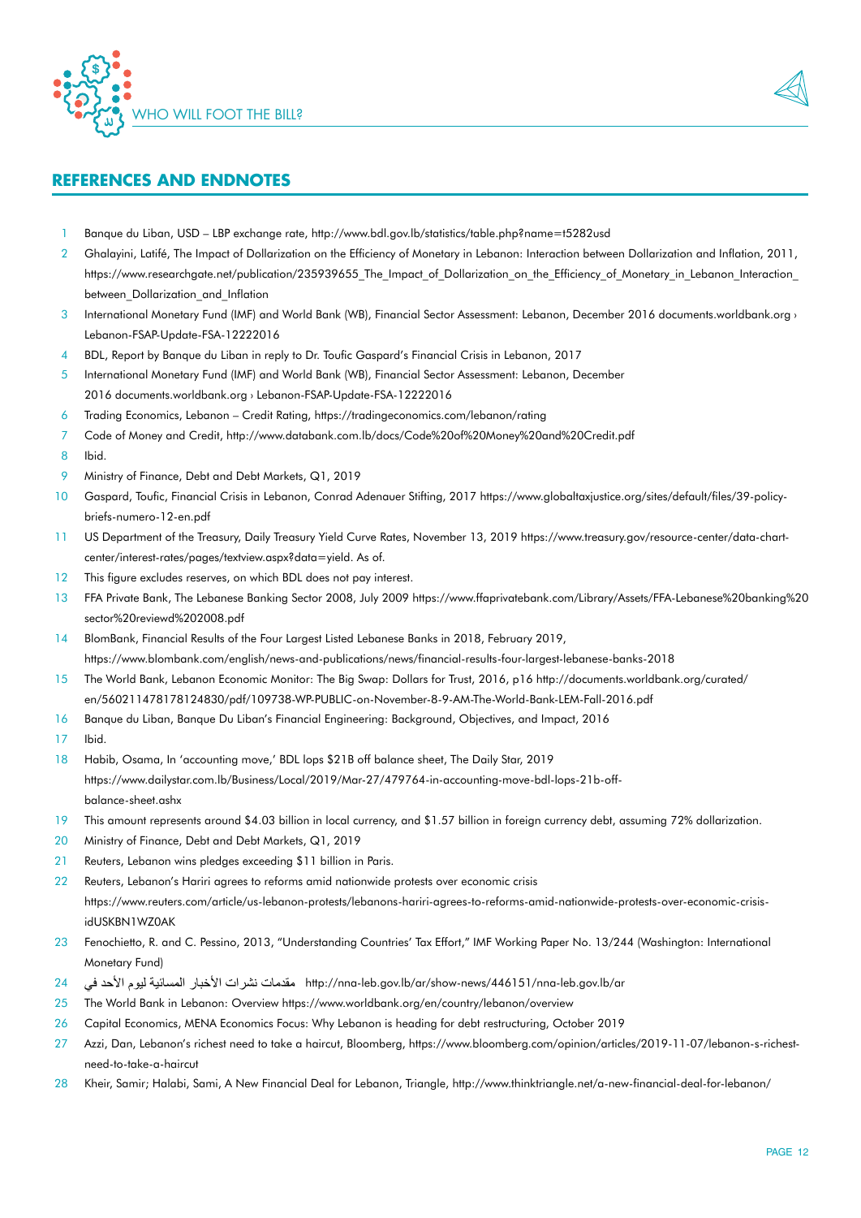## REFERENCES AND ENDNOTES

1. Banque du Liban, USD – LBP exchange rate, http://www.bdl.gov.lb/statistics/table.php?name=t5282usd
2. Ghalayini, Latifé, The Impact of Dollarization on the Efficiency of Monetary in Lebanon: Interaction between Dollarization and Inflation, 2011, https://www.researchgate.net/publication/235939655_The_Impact_of_Dollarization_on_the_Efficiency_of_Monetary_in_Lebanon_Interaction_between_Dollarization_and_Inflation
3. International Monetary Fund (IMF) and World Bank (WB), Financial Sector Assessment: Lebanon, December 2016 documents.worldbank.org › Lebanon-FSAP-Update-FSA-12222016
4. BDL, Report by Banque du Liban in reply to Dr. Toufic Gaspard's Financial Crisis in Lebanon, 2017
5. International Monetary Fund (IMF) and World Bank (WB), Financial Sector Assessment: Lebanon, December 2016 documents.worldbank.org › Lebanon-FSAP-Update-FSA-12222016
6. Trading Economics, Lebanon – Credit Rating, https://tradingeconomics.com/lebanon/rating
7. Code of Money and Credit, http://www.databank.com.lb/docs/Code%20of%20Money%20and%20Credit.pdf
8. Ibid.
9. Ministry of Finance, Debt and Debt Markets, Q1, 2019
10. Gaspard, Toufic, Financial Crisis in Lebanon, Conrad Adenauer Stifting, 2017 https://www.globaltaxjustice.org/sites/default/files/39-policy-briefs-numero-12-en.pdf
11. US Department of the Treasury, Daily Treasury Yield Curve Rates, November 13, 2019 https://www.treasury.gov/resource-center/data-chart-center/interest-rates/pages/textview.aspx?data=yield. As of.
12. This figure excludes reserves, on which BDL does not pay interest.
13. FFA Private Bank, The Lebanese Banking Sector 2008, July 2009 https://www.ffaprivatebank.com/Library/Assets/FFA-Lebanese%20banking%20sector%20reviewd%202008.pdf
14. BlomBank, Financial Results of the Four Largest Listed Lebanese Banks in 2018, February 2019, https://www.blombank.com/english/news-and-publications/news/financial-results-four-largest-lebanese-banks-2018
15. The World Bank, Lebanon Economic Monitor: The Big Swap: Dollars for Trust, 2016, p16 http://documents.worldbank.org/curated/en/560211478178124830/pdf/109738-WP-PUBLIC-on-November-8-9-AM-The-World-Bank-LEM-Fall-2016.pdf
16. Banque du Liban, Banque Du Liban's Financial Engineering: Background, Objectives, and Impact, 2016
17. Ibid.
18. Habib, Osama, In 'accounting move,' BDL lops $21B off balance sheet, The Daily Star, 2019 https://www.dailystar.com.lb/Business/Local/2019/Mar-27/479764-in-accounting-move-bdl-lops-21b-off-balance-sheet.ashx
19. This amount represents around $4.03 billion in local currency, and $1.57 billion in foreign currency debt, assuming 72% dollarization.
20. Ministry of Finance, Debt and Debt Markets, Q1, 2019
21. Reuters, Lebanon wins pledges exceeding $11 billion in Paris.
22. Reuters, Lebanon's Hariri agrees to reforms amid nationwide protests over economic crisis https://www.reuters.com/article/us-lebanon-protests/lebanons-hariri-agrees-to-reforms-amid-nationwide-protests-over-economic-crisis-idUSKBN1WZ0AK
23. Fenochietto, R. and C. Pessino, 2013, "Understanding Countries' Tax Effort," IMF Working Paper No. 13/244 (Washington: International Monetary Fund)
24. مقدمات نشرات الأخبار المسائية ليوم الأحد في http://nna-leb.gov.lb/ar/show-news/446151/nna-leb.gov.lb/ar
25. The World Bank in Lebanon: Overview https://www.worldbank.org/en/country/lebanon/overview
26. Capital Economics, MENA Economics Focus: Why Lebanon is heading for debt restructuring, October 2019
27. Azzi, Dan, Lebanon's richest need to take a haircut, Bloomberg, https://www.bloomberg.com/opinion/articles/2019-11-07/lebanon-s-richest-need-to-take-a-haircut
28. Kheir, Samir; Halabi, Sami, A New Financial Deal for Lebanon, Triangle, http://www.thinktriangle.net/a-new-financial-deal-for-lebanon/